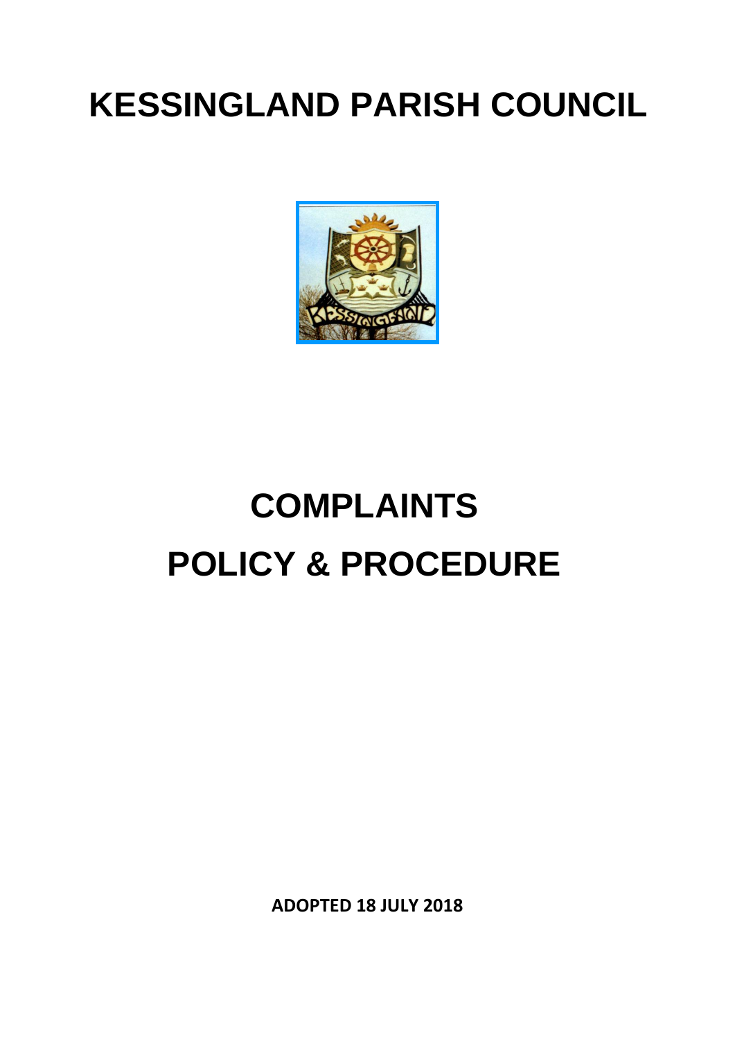# KESSINGLAND PARISH COUNCIL

# COMPLAINTS POLICY & PROCEDURE

**ADOPTED 18 JULY 2018**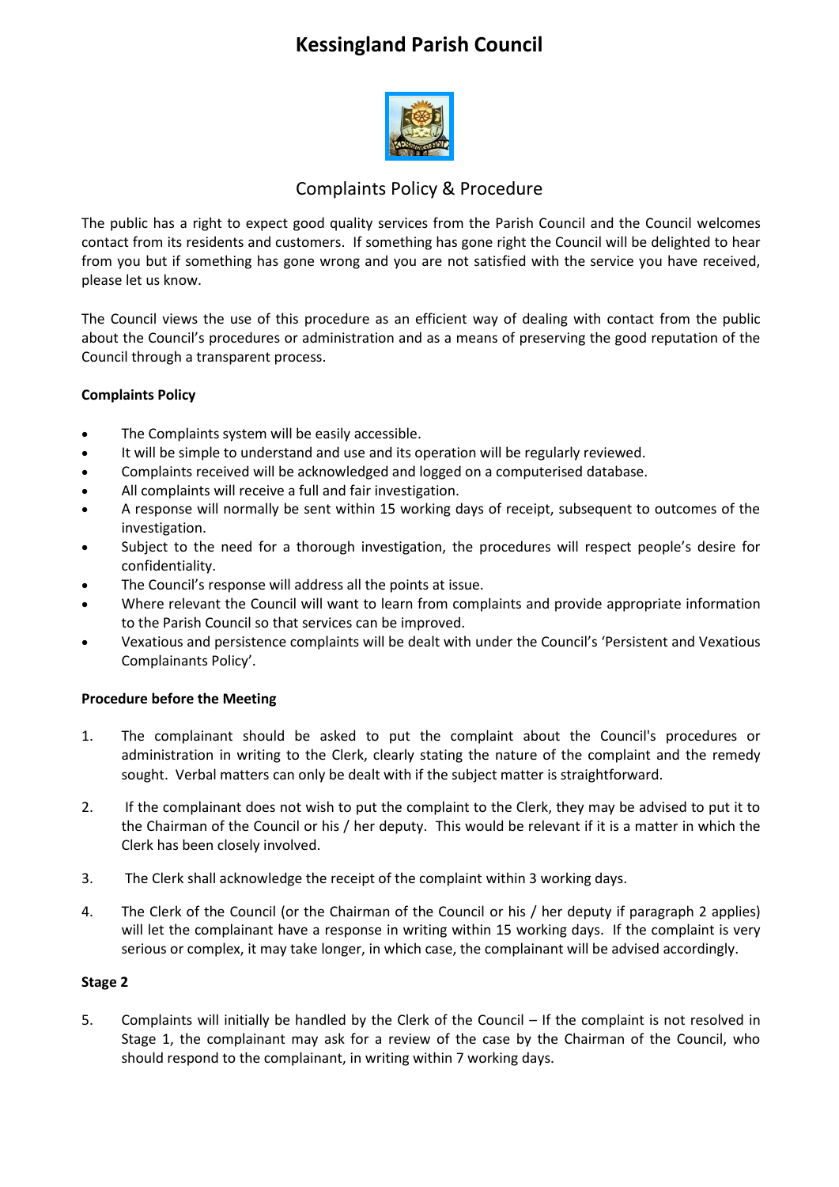# Kessingland Parish Council

## Complaints Policy & Procedure

The public has a right to expect good quality services from the Parish Council and the Council welcomes contact from its residents and customers. If something has gone right the Council will be delighted to hear from you but if something has gone wrong and you are not satisfied with the service you have received, please let us know.

The Council views the use of this procedure as an efficient way of dealing with contact from the public about the Council's procedures or administration and as a means of preserving the good reputation of the Council through a transparent process.

**Complaints Policy**

- The Complaints system will be easily accessible.
- It will be simple to understand and use and its operation will be regularly reviewed.
- Complaints received will be acknowledged and logged on a computerised database.
- All complaints will receive a full and fair investigation.
- A response will normally be sent within 15 working days of receipt, subsequent to outcomes of the investigation.
- Subject to the need for a thorough investigation, the procedures will respect people's desire for confidentiality.
- The Council's response will address all the points at issue.
- Where relevant the Council will want to learn from complaints and provide appropriate information to the Parish Council so that services can be improved.
- Vexatious and persistence complaints will be dealt with under the Council's 'Persistent and Vexatious Complainants Policy'.

**Procedure before the Meeting**

1. The complainant should be asked to put the complaint about the Council's procedures or administration in writing to the Clerk, clearly stating the nature of the complaint and the remedy sought. Verbal matters can only be dealt with if the subject matter is straightforward.

2. If the complainant does not wish to put the complaint to the Clerk, they may be advised to put it to the Chairman of the Council or his / her deputy. This would be relevant if it is a matter in which the Clerk has been closely involved.

3. The Clerk shall acknowledge the receipt of the complaint within 3 working days.

4. The Clerk of the Council (or the Chairman of the Council or his / her deputy if paragraph 2 applies) will let the complainant have a response in writing within 15 working days. If the complaint is very serious or complex, it may take longer, in which case, the complainant will be advised accordingly.

**Stage 2**

5. Complaints will initially be handled by the Clerk of the Council – If the complaint is not resolved in Stage 1, the complainant may ask for a review of the case by the Chairman of the Council, who should respond to the complainant, in writing within 7 working days.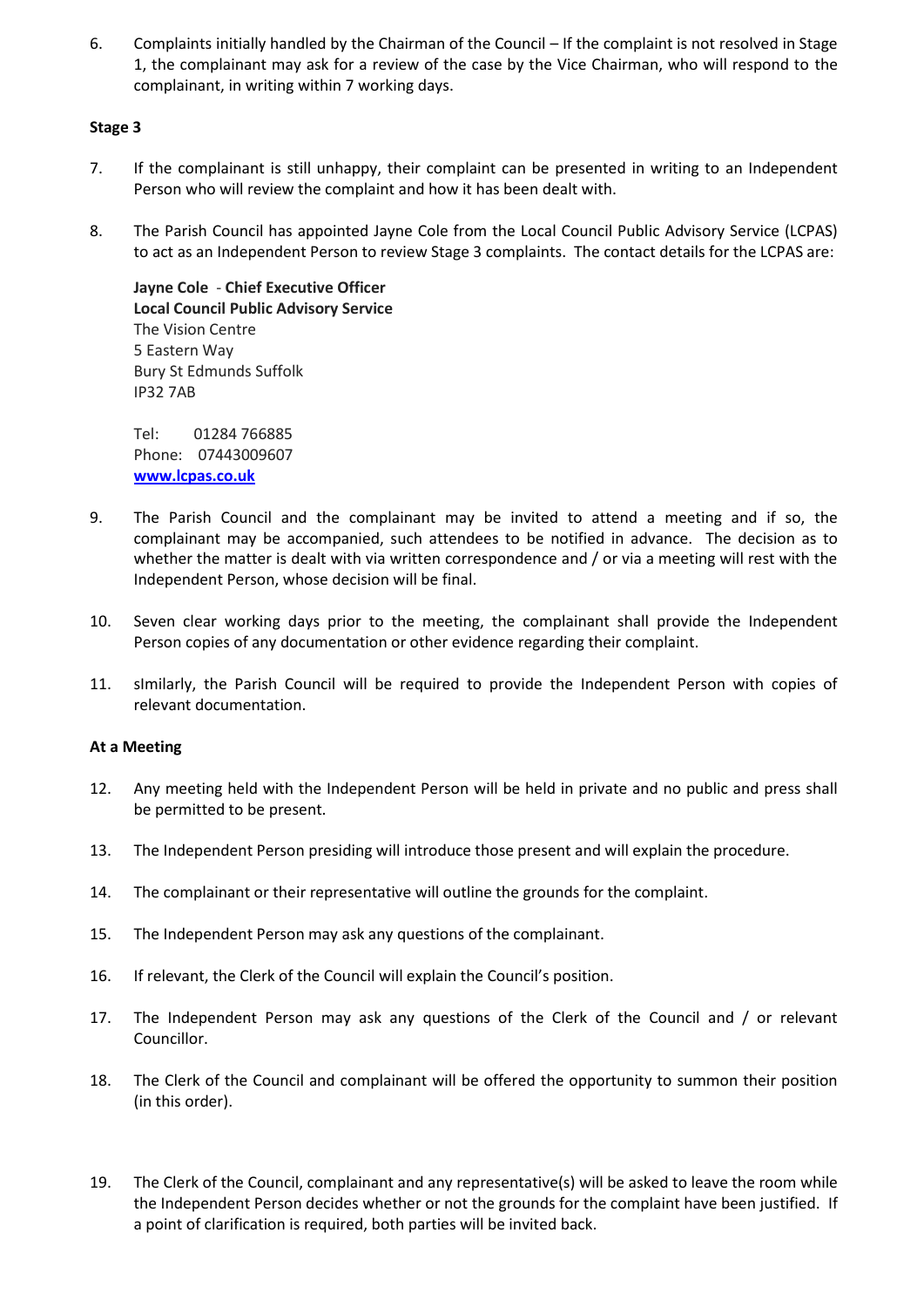6. Complaints initially handled by the Chairman of the Council – If the complaint is not resolved in Stage 1, the complainant may ask for a review of the case by the Vice Chairman, who will respond to the complainant, in writing within 7 working days.

**Stage 3**

7. If the complainant is still unhappy, their complaint can be presented in writing to an Independent Person who will review the complaint and how it has been dealt with.

8. The Parish Council has appointed Jayne Cole from the Local Council Public Advisory Service (LCPAS) to act as an Independent Person to review Stage 3 complaints. The contact details for the LCPAS are:

   **Jayne Cole** - **Chief Executive Officer**
   **Local Council Public Advisory Service**
   The Vision Centre
   5 Eastern Way
   Bury St Edmunds Suffolk
   IP32 7AB

   Tel: 01284 766885
   Phone: 07443009607
   **www.lcpas.co.uk**

9. The Parish Council and the complainant may be invited to attend a meeting and if so, the complainant may be accompanied, such attendees to be notified in advance. The decision as to whether the matter is dealt with via written correspondence and / or via a meeting will rest with the Independent Person, whose decision will be final.

10. Seven clear working days prior to the meeting, the complainant shall provide the Independent Person copies of any documentation or other evidence regarding their complaint.

11. sImilarly, the Parish Council will be required to provide the Independent Person with copies of relevant documentation.

**At a Meeting**

12. Any meeting held with the Independent Person will be held in private and no public and press shall be permitted to be present.

13. The Independent Person presiding will introduce those present and will explain the procedure.

14. The complainant or their representative will outline the grounds for the complaint.

15. The Independent Person may ask any questions of the complainant.

16. If relevant, the Clerk of the Council will explain the Council's position.

17. The Independent Person may ask any questions of the Clerk of the Council and / or relevant Councillor.

18. The Clerk of the Council and complainant will be offered the opportunity to summon their position (in this order).

19. The Clerk of the Council, complainant and any representative(s) will be asked to leave the room while the Independent Person decides whether or not the grounds for the complaint have been justified. If a point of clarification is required, both parties will be invited back.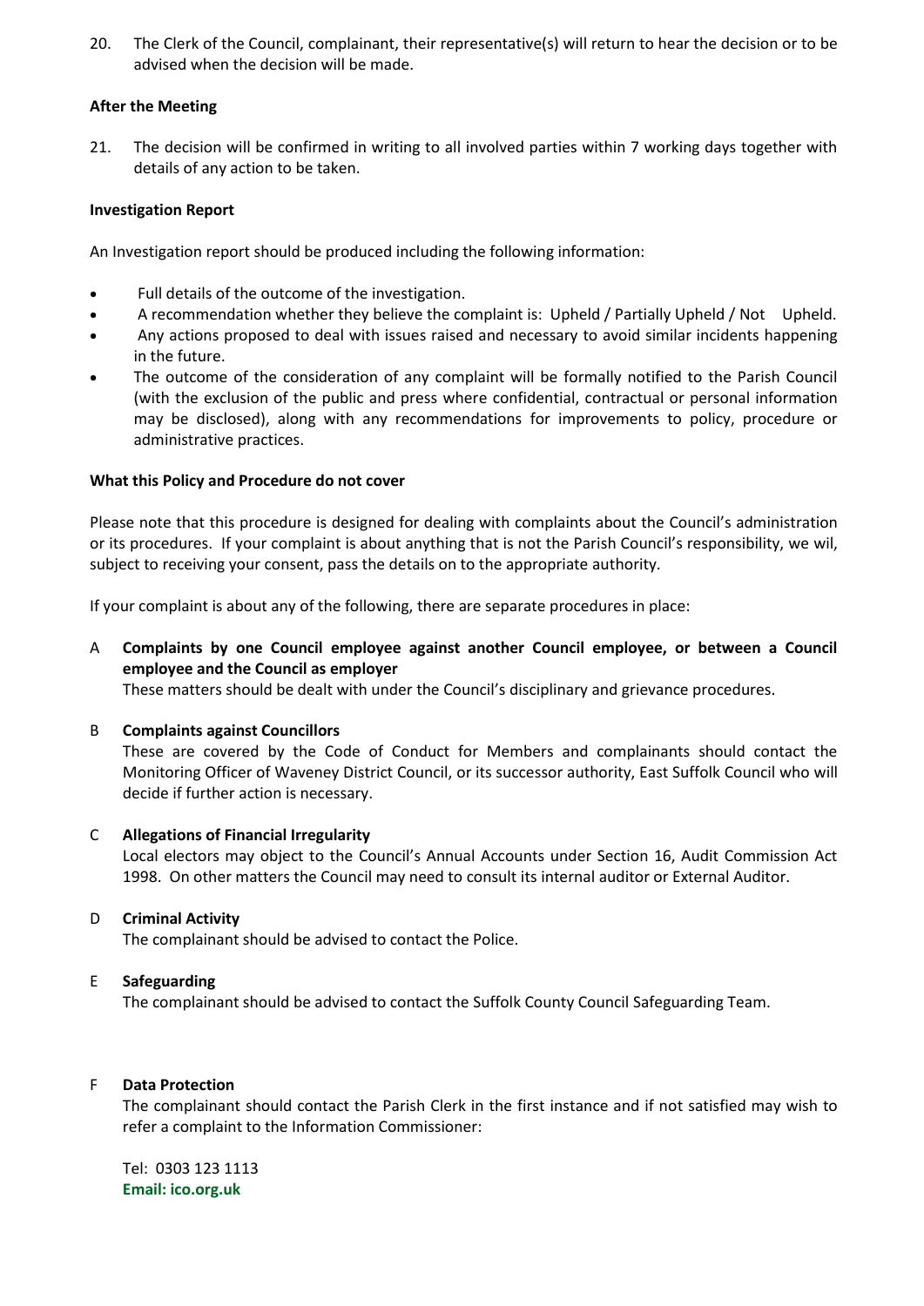20. The Clerk of the Council, complainant, their representative(s) will return to hear the decision or to be advised when the decision will be made.

**After the Meeting**

21. The decision will be confirmed in writing to all involved parties within 7 working days together with details of any action to be taken.

**Investigation Report**

An Investigation report should be produced including the following information:

- Full details of the outcome of the investigation.
- A recommendation whether they believe the complaint is: Upheld / Partially Upheld / Not Upheld.
- Any actions proposed to deal with issues raised and necessary to avoid similar incidents happening in the future.
- The outcome of the consideration of any complaint will be formally notified to the Parish Council (with the exclusion of the public and press where confidential, contractual or personal information may be disclosed), along with any recommendations for improvements to policy, procedure or administrative practices.

**What this Policy and Procedure do not cover**

Please note that this procedure is designed for dealing with complaints about the Council's administration or its procedures. If your complaint is about anything that is not the Parish Council's responsibility, we wil, subject to receiving your consent, pass the details on to the appropriate authority.

If your complaint is about any of the following, there are separate procedures in place:

A **Complaints by one Council employee against another Council employee, or between a Council employee and the Council as employer**
These matters should be dealt with under the Council's disciplinary and grievance procedures.

B **Complaints against Councillors**
These are covered by the Code of Conduct for Members and complainants should contact the Monitoring Officer of Waveney District Council, or its successor authority, East Suffolk Council who will decide if further action is necessary.

C **Allegations of Financial Irregularity**
Local electors may object to the Council's Annual Accounts under Section 16, Audit Commission Act 1998. On other matters the Council may need to consult its internal auditor or External Auditor.

D **Criminal Activity**
The complainant should be advised to contact the Police.

E **Safeguarding**
The complainant should be advised to contact the Suffolk County Council Safeguarding Team.

F **Data Protection**
The complainant should contact the Parish Clerk in the first instance and if not satisfied may wish to refer a complaint to the Information Commissioner:

Tel: 0303 123 1113
**Email: ico.org.uk**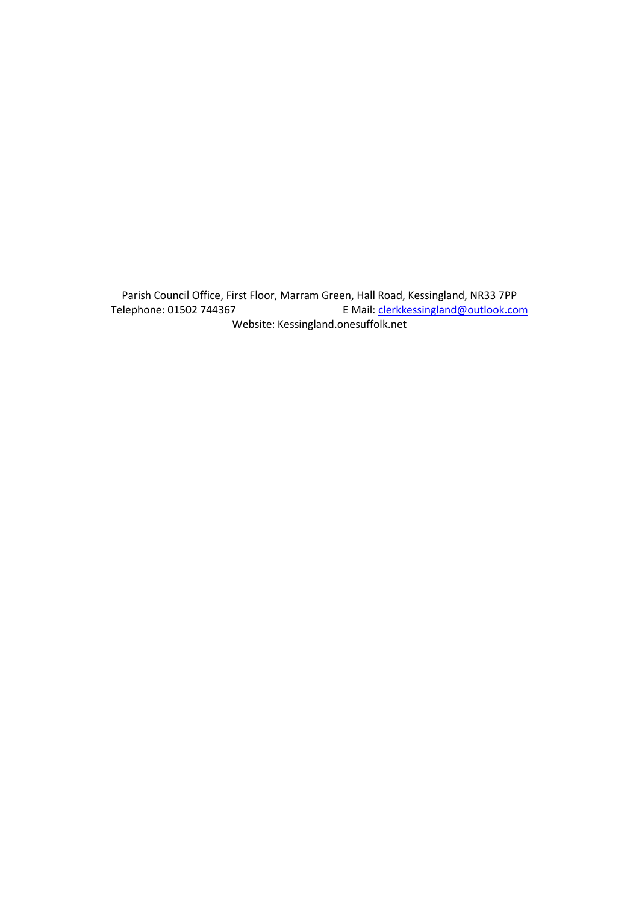Parish Council Office, First Floor, Marram Green, Hall Road, Kessingland, NR33 7PP
Telephone: 01502 744367 E Mail: clerkkessingland@outlook.com
Website: Kessingland.onesuffolk.net